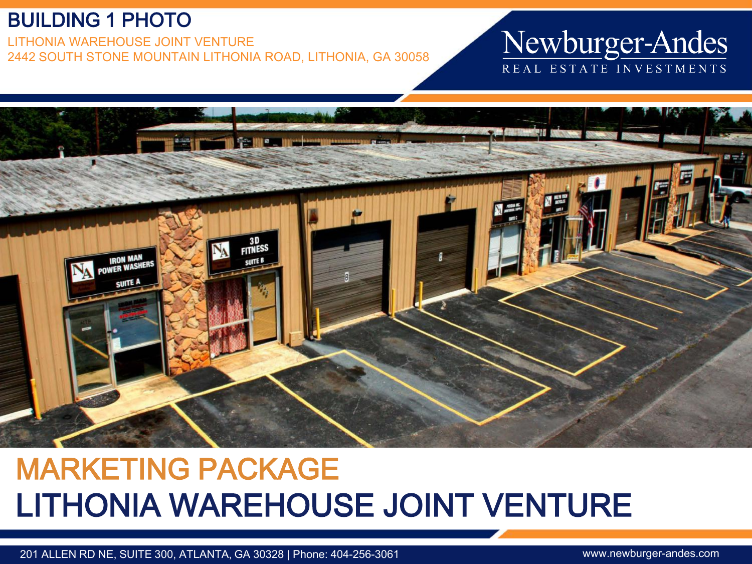# BUILDING 1 PHOTO

LITHONIA WAREHOUSE JOINT VENTURE
2442 SOUTH STONE MOUNTAIN LITHONIA ROAD, LITHONIA, GA 30058

Newburger-Andes
REAL ESTATE INVESTMENTS

# MARKETING PACKAGE
# LITHONIA WAREHOUSE JOINT VENTURE

201 ALLEN RD NE, SUITE 300, ATLANTA, GA 30328 | Phone: 404-256-3061

www.newburger-andes.com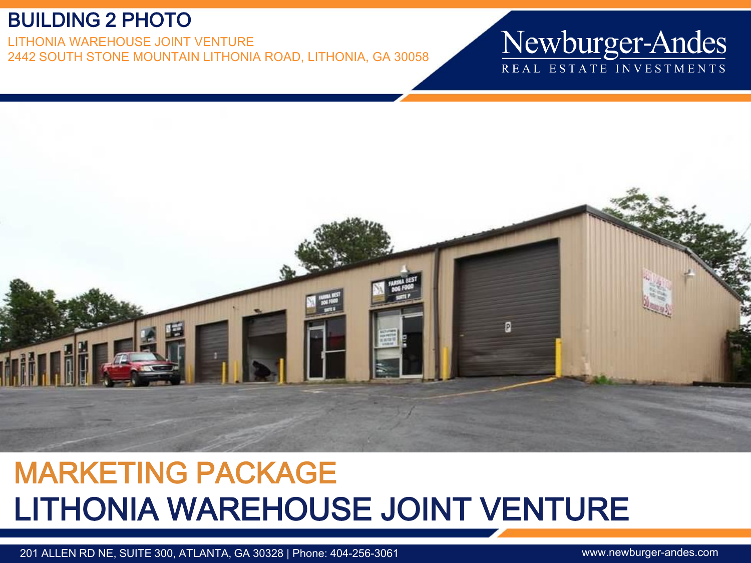# BUILDING 2 PHOTO

LITHONIA WAREHOUSE JOINT VENTURE
2442 SOUTH STONE MOUNTAIN LITHONIA ROAD, LITHONIA, GA 30058

Newburger-Andes
REAL ESTATE INVESTMENTS

## MARKETING PACKAGE
## LITHONIA WAREHOUSE JOINT VENTURE

201 ALLEN RD NE, SUITE 300, ATLANTA, GA 30328 | Phone: 404-256-3061

www.newburger-andes.com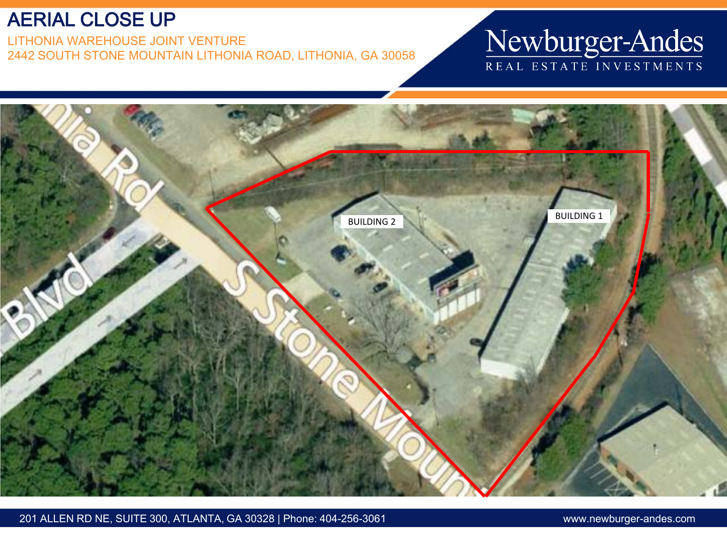# AERIAL CLOSE UP

LITHONIA WAREHOUSE JOINT VENTURE
2442 SOUTH STONE MOUNTAIN LITHONIA ROAD, LITHONIA, GA 30058

Newburger-Andes
REAL ESTATE INVESTMENTS

BUILDING 2

BUILDING 1

S Stone Moun

nia Rd

Blvd

201 ALLEN RD NE, SUITE 300, ATLANTA, GA 30328 | Phone: 404-256-3061

www.newburger-andes.com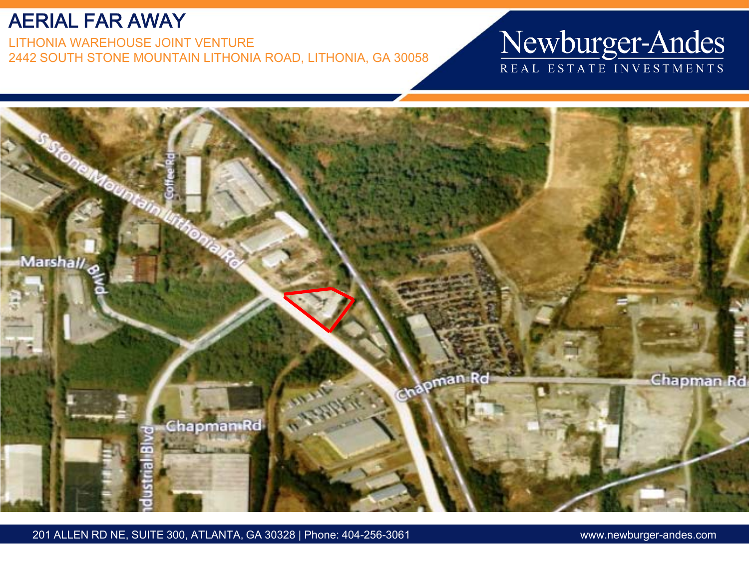# AERIAL FAR AWAY

LITHONIA WAREHOUSE JOINT VENTURE
2442 SOUTH STONE MOUNTAIN LITHONIA ROAD, LITHONIA, GA 30058

Newburger-Andes
REAL ESTATE INVESTMENTS

S Stone Mountain Lithonia Rd

Coffee Rd

Marshall Blvd

Chapman Rd

Chapman Rd

Chapman Rd

Industrial Blvd

201 ALLEN RD NE, SUITE 300, ATLANTA, GA 30328 | Phone: 404-256-3061

www.newburger-andes.com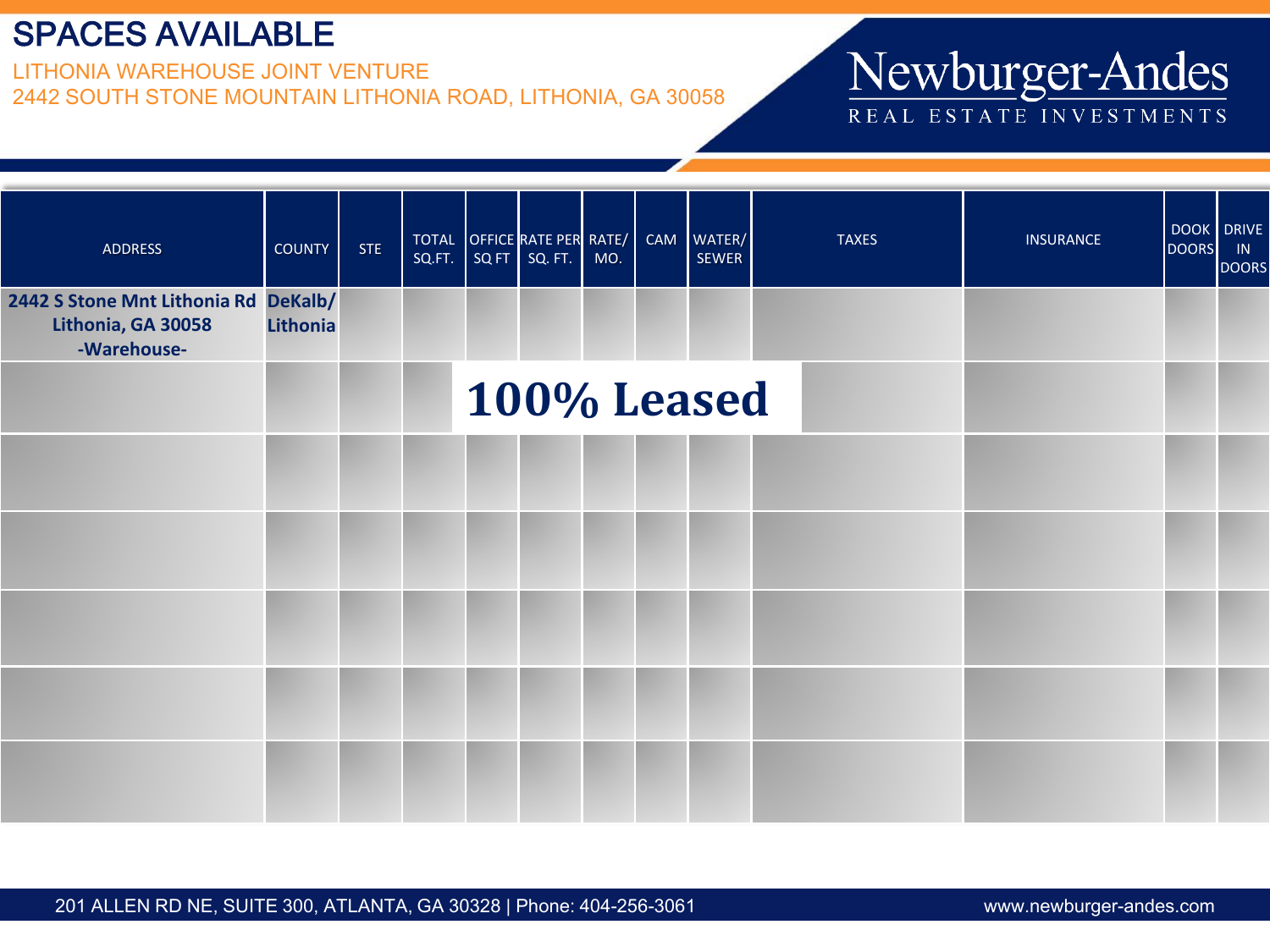# SPACES AVAILABLE

LITHONIA WAREHOUSE JOINT VENTURE
2442 SOUTH STONE MOUNTAIN LITHONIA ROAD, LITHONIA, GA 30058

Newburger-Andes
REAL ESTATE INVESTMENTS

| ADDRESS | COUNTY | STE | TOTAL SQ.FT. | OFFICE SQ FT | RATE PER SQ. FT. | RATE/ MO. | CAM | WATER/ SEWER | TAXES | INSURANCE | DOOK DOORS | DRIVE IN DOORS |
|---|---|---|---|---|---|---|---|---|---|---|---|---|
| **2442 S Stone Mnt Lithonia Rd Lithonia, GA 30058 -Warehouse-** | **DeKalb/ Lithonia** | | | | | | | | | | | |
| | | | | **100% Leased** | | | | | | | | |
| | | | | | | | | | | | | |
| | | | | | | | | | | | | |
| | | | | | | | | | | | | |
| | | | | | | | | | | | | |
| | | | | | | | | | | | | |

201 ALLEN RD NE, SUITE 300, ATLANTA, GA 30328 | Phone: 404-256-3061 www.newburger-andes.com